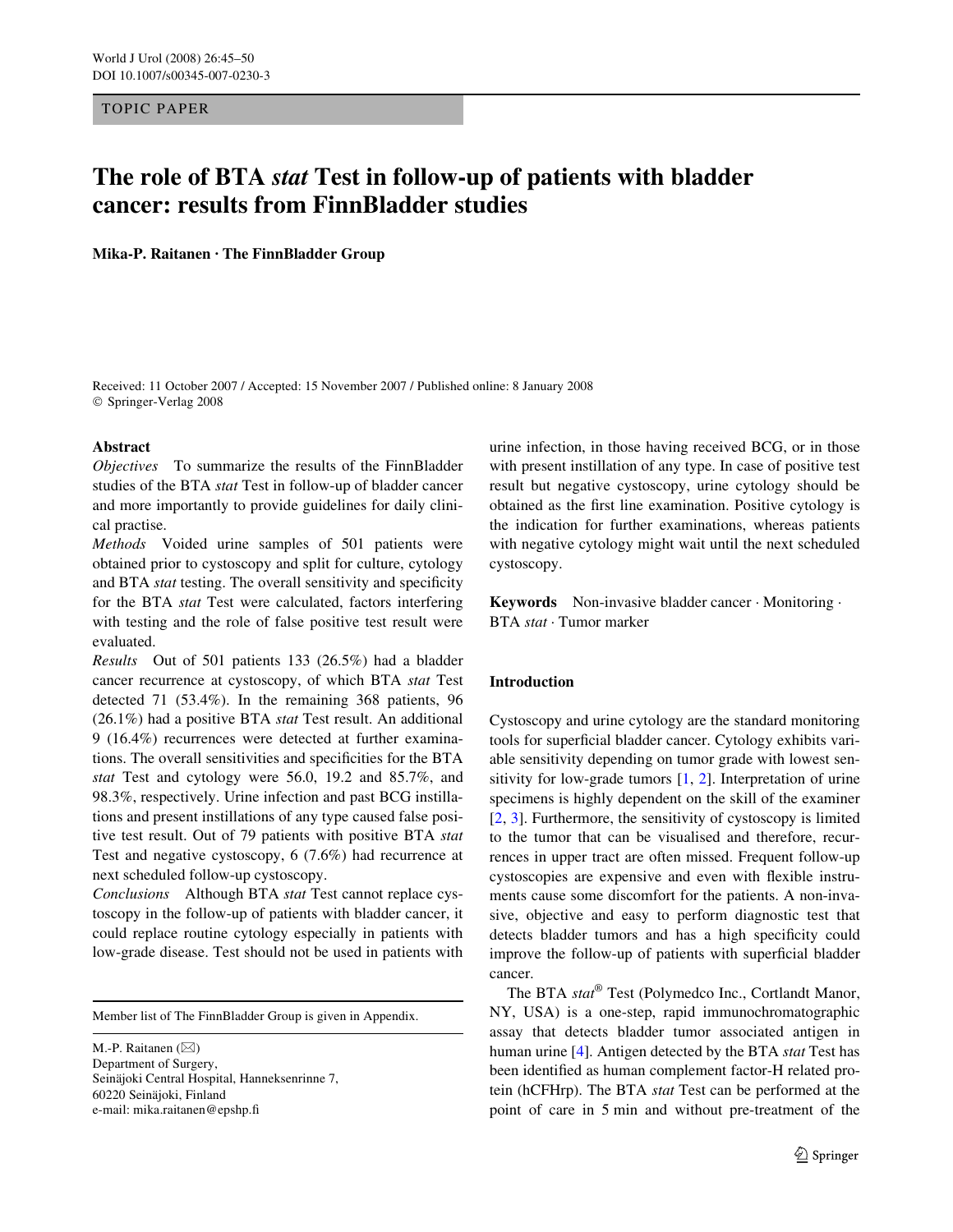TOPIC PAPER

# The role of BTA *stat* Test in follow-up of patients with bladder cancer: results from FinnBladder studies

**Mika-P. Raitanen · The FinnBladder Group**

Received: 11 October 2007 / Accepted: 15 November 2007 / Published online: 8 January 2008
© Springer-Verlag 2008

## Abstract

*Objectives* To summarize the results of the FinnBladder studies of the BTA *stat* Test in follow-up of bladder cancer and more importantly to provide guidelines for daily clinical practise.

*Methods* Voided urine samples of 501 patients were obtained prior to cystoscopy and split for culture, cytology and BTA *stat* testing. The overall sensitivity and specificity for the BTA *stat* Test were calculated, factors interfering with testing and the role of false positive test result were evaluated.

*Results* Out of 501 patients 133 (26.5%) had a bladder cancer recurrence at cystoscopy, of which BTA *stat* Test detected 71 (53.4%). In the remaining 368 patients, 96 (26.1%) had a positive BTA *stat* Test result. An additional 9 (16.4%) recurrences were detected at further examinations. The overall sensitivities and specificities for the BTA *stat* Test and cytology were 56.0, 19.2 and 85.7%, and 98.3%, respectively. Urine infection and past BCG instillations and present instillations of any type caused false positive test result. Out of 79 patients with positive BTA *stat* Test and negative cystoscopy, 6 (7.6%) had recurrence at next scheduled follow-up cystoscopy.

*Conclusions* Although BTA *stat* Test cannot replace cystoscopy in the follow-up of patients with bladder cancer, it could replace routine cytology especially in patients with low-grade disease. Test should not be used in patients with urine infection, in those having received BCG, or in those with present instillation of any type. In case of positive test result but negative cystoscopy, urine cytology should be obtained as the first line examination. Positive cytology is the indication for further examinations, whereas patients with negative cytology might wait until the next scheduled cystoscopy.

**Keywords** Non-invasive bladder cancer · Monitoring · BTA *stat* · Tumor marker

Member list of The FinnBladder Group is given in Appendix.

M.-P. Raitanen (✉)
Department of Surgery,
Seinäjoki Central Hospital, Hanneksenrinne 7,
60220 Seinäjoki, Finland
e-mail: mika.raitanen@epshp.fi

## Introduction

Cystoscopy and urine cytology are the standard monitoring tools for superficial bladder cancer. Cytology exhibits variable sensitivity depending on tumor grade with lowest sensitivity for low-grade tumors [1, 2]. Interpretation of urine specimens is highly dependent on the skill of the examiner [2, 3]. Furthermore, the sensitivity of cystoscopy is limited to the tumor that can be visualised and therefore, recurrences in upper tract are often missed. Frequent follow-up cystoscopies are expensive and even with flexible instruments cause some discomfort for the patients. A non-invasive, objective and easy to perform diagnostic test that detects bladder tumors and has a high specificity could improve the follow-up of patients with superficial bladder cancer.

The BTA *stat*® Test (Polymedco Inc., Cortlandt Manor, NY, USA) is a one-step, rapid immunochromatographic assay that detects bladder tumor associated antigen in human urine [4]. Antigen detected by the BTA *stat* Test has been identified as human complement factor-H related protein (hCFHrp). The BTA *stat* Test can be performed at the point of care in 5 min and without pre-treatment of the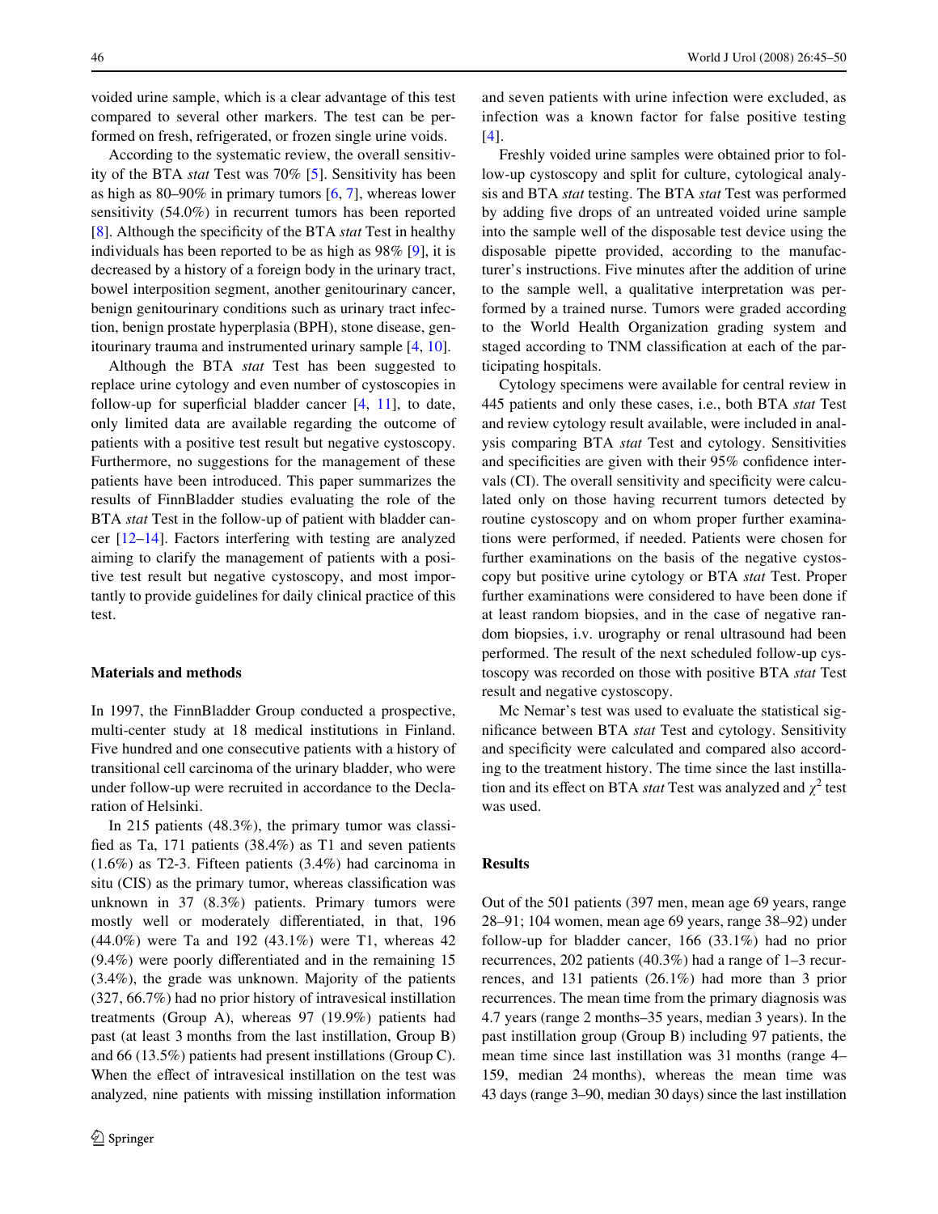voided urine sample, which is a clear advantage of this test compared to several other markers. The test can be performed on fresh, refrigerated, or frozen single urine voids.

According to the systematic review, the overall sensitivity of the BTA *stat* Test was 70% [5]. Sensitivity has been as high as 80–90% in primary tumors [6, 7], whereas lower sensitivity (54.0%) in recurrent tumors has been reported [8]. Although the specificity of the BTA *stat* Test in healthy individuals has been reported to be as high as 98% [9], it is decreased by a history of a foreign body in the urinary tract, bowel interposition segment, another genitourinary cancer, benign genitourinary conditions such as urinary tract infection, benign prostate hyperplasia (BPH), stone disease, genitourinary trauma and instrumented urinary sample [4, 10].

Although the BTA *stat* Test has been suggested to replace urine cytology and even number of cystoscopies in follow-up for superficial bladder cancer [4, 11], to date, only limited data are available regarding the outcome of patients with a positive test result but negative cystoscopy. Furthermore, no suggestions for the management of these patients have been introduced. This paper summarizes the results of FinnBladder studies evaluating the role of the BTA *stat* Test in the follow-up of patient with bladder cancer [12–14]. Factors interfering with testing are analyzed aiming to clarify the management of patients with a positive test result but negative cystoscopy, and most importantly to provide guidelines for daily clinical practice of this test.

## Materials and methods

In 1997, the FinnBladder Group conducted a prospective, multi-center study at 18 medical institutions in Finland. Five hundred and one consecutive patients with a history of transitional cell carcinoma of the urinary bladder, who were under follow-up were recruited in accordance to the Declaration of Helsinki.

In 215 patients (48.3%), the primary tumor was classified as Ta, 171 patients (38.4%) as T1 and seven patients (1.6%) as T2-3. Fifteen patients (3.4%) had carcinoma in situ (CIS) as the primary tumor, whereas classification was unknown in 37 (8.3%) patients. Primary tumors were mostly well or moderately differentiated, in that, 196 (44.0%) were Ta and 192 (43.1%) were T1, whereas 42 (9.4%) were poorly differentiated and in the remaining 15 (3.4%), the grade was unknown. Majority of the patients (327, 66.7%) had no prior history of intravesical instillation treatments (Group A), whereas 97 (19.9%) patients had past (at least 3 months from the last instillation, Group B) and 66 (13.5%) patients had present instillations (Group C). When the effect of intravesical instillation on the test was analyzed, nine patients with missing instillation information and seven patients with urine infection were excluded, as infection was a known factor for false positive testing [4].

Freshly voided urine samples were obtained prior to follow-up cystoscopy and split for culture, cytological analysis and BTA *stat* testing. The BTA *stat* Test was performed by adding five drops of an untreated voided urine sample into the sample well of the disposable test device using the disposable pipette provided, according to the manufacturer's instructions. Five minutes after the addition of urine to the sample well, a qualitative interpretation was performed by a trained nurse. Tumors were graded according to the World Health Organization grading system and staged according to TNM classification at each of the participating hospitals.

Cytology specimens were available for central review in 445 patients and only these cases, i.e., both BTA *stat* Test and review cytology result available, were included in analysis comparing BTA *stat* Test and cytology. Sensitivities and specificities are given with their 95% confidence intervals (CI). The overall sensitivity and specificity were calculated only on those having recurrent tumors detected by routine cystoscopy and on whom proper further examinations were performed, if needed. Patients were chosen for further examinations on the basis of the negative cystoscopy but positive urine cytology or BTA *stat* Test. Proper further examinations were considered to have been done if at least random biopsies, and in the case of negative random biopsies, i.v. urography or renal ultrasound had been performed. The result of the next scheduled follow-up cystoscopy was recorded on those with positive BTA *stat* Test result and negative cystoscopy.

Mc Nemar's test was used to evaluate the statistical significance between BTA *stat* Test and cytology. Sensitivity and specificity were calculated and compared also according to the treatment history. The time since the last instillation and its effect on BTA *stat* Test was analyzed and $\chi^2$ test was used.

## Results

Out of the 501 patients (397 men, mean age 69 years, range 28–91; 104 women, mean age 69 years, range 38–92) under follow-up for bladder cancer, 166 (33.1%) had no prior recurrences, 202 patients (40.3%) had a range of 1–3 recurrences, and 131 patients (26.1%) had more than 3 prior recurrences. The mean time from the primary diagnosis was 4.7 years (range 2 months–35 years, median 3 years). In the past instillation group (Group B) including 97 patients, the mean time since last instillation was 31 months (range 4–159, median 24 months), whereas the mean time was 43 days (range 3–90, median 30 days) since the last instillation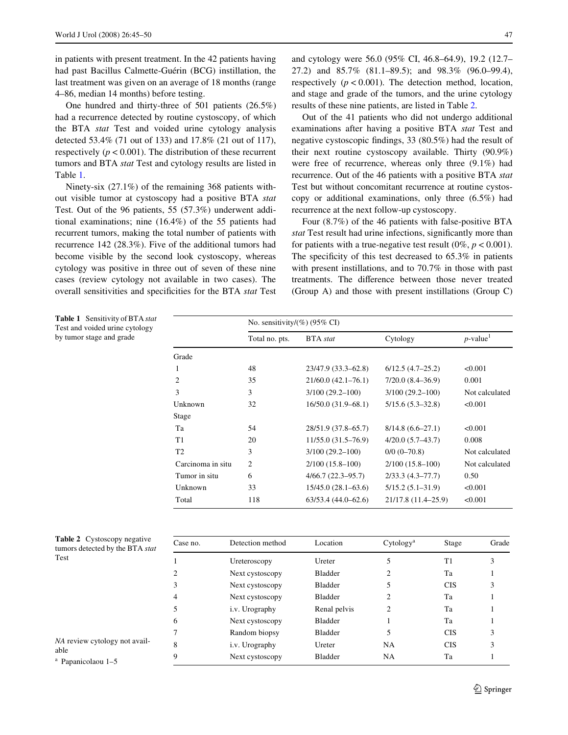in patients with present treatment. In the 42 patients having had past Bacillus Calmette-Guérin (BCG) instillation, the last treatment was given on an average of 18 months (range 4–86, median 14 months) before testing.

One hundred and thirty-three of 501 patients (26.5%) had a recurrence detected by routine cystoscopy, of which the BTA *stat* Test and voided urine cytology analysis detected 53.4% (71 out of 133) and 17.8% (21 out of 117), respectively ($p < 0.001$). The distribution of these recurrent tumors and BTA *stat* Test and cytology results are listed in Table 1.

Ninety-six (27.1%) of the remaining 368 patients without visible tumor at cystoscopy had a positive BTA *stat* Test. Out of the 96 patients, 55 (57.3%) underwent additional examinations; nine (16.4%) of the 55 patients had recurrent tumors, making the total number of patients with recurrence 142 (28.3%). Five of the additional tumors had become visible by the second look cystoscopy, whereas cytology was positive in three out of seven of these nine cases (review cytology not available in two cases). The overall sensitivities and specificities for the BTA *stat* Test and cytology were 56.0 (95% CI, 46.8–64.9), 19.2 (12.7–27.2) and 85.7% (81.1–89.5); and 98.3% (96.0–99.4), respectively ($p < 0.001$). The detection method, location, and stage and grade of the tumors, and the urine cytology results of these nine patients, are listed in Table 2.

Out of the 41 patients who did not undergo additional examinations after having a positive BTA *stat* Test and negative cystoscopic findings, 33 (80.5%) had the result of their next routine cystoscopy available. Thirty (90.9%) were free of recurrence, whereas only three (9.1%) had recurrence. Out of the 46 patients with a positive BTA *stat* Test but without concomitant recurrence at routine cystoscopy or additional examinations, only three (6.5%) had recurrence at the next follow-up cystoscopy.

Four (8.7%) of the 46 patients with false-positive BTA *stat* Test result had urine infections, significantly more than for patients with a true-negative test result (0%, $p < 0.001$). The specificity of this test decreased to 65.3% in patients with present instillations, and to 70.7% in those with past treatments. The difference between those never treated (Group A) and those with present instillations (Group C)

**Table 1** Sensitivity of BTA *stat* Test and voided urine cytology by tumor stage and grade

| | No. sensitivity/(%) (95% CI) | | | |
|---|---|---|---|---|
| | Total no. pts. | BTA *stat* | Cytology | *p*-value[1] |
| Grade | | | | |
| 1 | 48 | 23/47.9 (33.3–62.8) | 6/12.5 (4.7–25.2) | <0.001 |
| 2 | 35 | 21/60.0 (42.1–76.1) | 7/20.0 (8.4–36.9) | 0.001 |
| 3 | 3 | 3/100 (29.2–100) | 3/100 (29.2–100) | Not calculated |
| Unknown | 32 | 16/50.0 (31.9–68.1) | 5/15.6 (5.3–32.8) | <0.001 |
| Stage | | | | |
| Ta | 54 | 28/51.9 (37.8–65.7) | 8/14.8 (6.6–27.1) | <0.001 |
| T1 | 20 | 11/55.0 (31.5–76.9) | 4/20.0 (5.7–43.7) | 0.008 |
| T2 | 3 | 3/100 (29.2–100) | 0/0 (0–70.8) | Not calculated |
| Carcinoma in situ | 2 | 2/100 (15.8–100) | 2/100 (15.8–100) | Not calculated |
| Tumor in situ | 6 | 4/66.7 (22.3–95.7) | 2/33.3 (4.3–77.7) | 0.50 |
| Unknown | 33 | 15/45.0 (28.1–63.6) | 5/15.2 (5.1–31.9) | <0.001 |
| Total | 118 | 63/53.4 (44.0–62.6) | 21/17.8 (11.4–25.9) | <0.001 |

**Table 2** Cystoscopy negative tumors detected by the BTA *stat* Test

| Case no. | Detection method | Location | Cytology[a] | Stage | Grade |
|---|---|---|---|---|---|
| 1 | Ureteroscopy | Ureter | 5 | T1 | 3 |
| 2 | Next cystoscopy | Bladder | 2 | Ta | 1 |
| 3 | Next cystoscopy | Bladder | 5 | CIS | 3 |
| 4 | Next cystoscopy | Bladder | 2 | Ta | 1 |
| 5 | i.v. Urography | Renal pelvis | 2 | Ta | 1 |
| 6 | Next cystoscopy | Bladder | 1 | Ta | 1 |
| 7 | Random biopsy | Bladder | 5 | CIS | 3 |
| 8 | i.v. Urography | Ureter | NA | CIS | 3 |
| 9 | Next cystoscopy | Bladder | NA | Ta | 1 |

*NA* review cytology not available

[a] Papanicolaou 1–5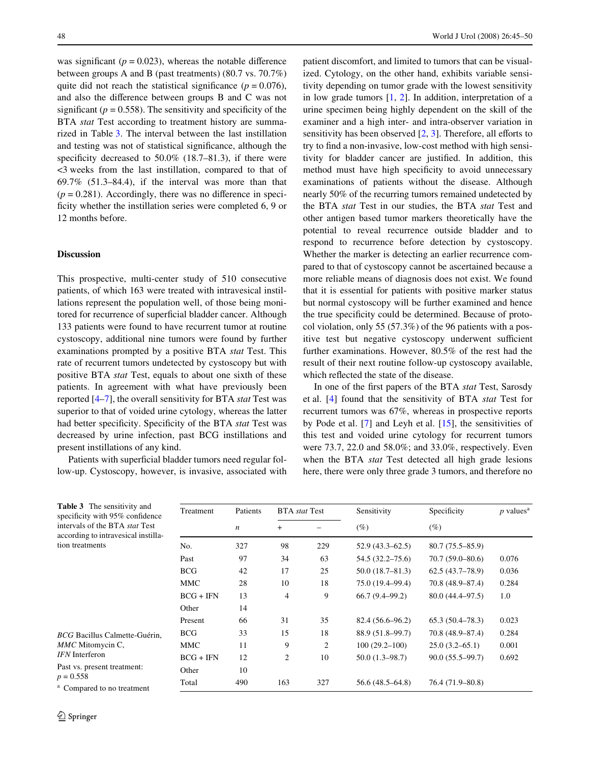was significant ($p = 0.023$), whereas the notable difference between groups A and B (past treatments) (80.7 vs. 70.7%) quite did not reach the statistical significance ($p = 0.076$), and also the difference between groups B and C was not significant ($p = 0.558$). The sensitivity and specificity of the BTA *stat* Test according to treatment history are summarized in Table 3. The interval between the last instillation and testing was not of statistical significance, although the specificity decreased to 50.0% (18.7–81.3), if there were <3 weeks from the last instillation, compared to that of 69.7% (51.3–84.4), if the interval was more than that ($p = 0.281$). Accordingly, there was no difference in specificity whether the instillation series were completed 6, 9 or 12 months before.

## Discussion

This prospective, multi-center study of 510 consecutive patients, of which 163 were treated with intravesical instillations represent the population well, of those being monitored for recurrence of superficial bladder cancer. Although 133 patients were found to have recurrent tumor at routine cystoscopy, additional nine tumors were found by further examinations prompted by a positive BTA *stat* Test. This rate of recurrent tumors undetected by cystoscopy but with positive BTA *stat* Test, equals to about one sixth of these patients. In agreement with what have previously been reported [4–7], the overall sensitivity for BTA *stat* Test was superior to that of voided urine cytology, whereas the latter had better specificity. Specificity of the BTA *stat* Test was decreased by urine infection, past BCG instillations and present instillations of any kind.

Patients with superficial bladder tumors need regular follow-up. Cystoscopy, however, is invasive, associated with patient discomfort, and limited to tumors that can be visualized. Cytology, on the other hand, exhibits variable sensitivity depending on tumor grade with the lowest sensitivity in low grade tumors [1, 2]. In addition, interpretation of a urine specimen being highly dependent on the skill of the examiner and a high inter- and intra-observer variation in sensitivity has been observed [2, 3]. Therefore, all efforts to try to find a non-invasive, low-cost method with high sensitivity for bladder cancer are justified. In addition, this method must have high specificity to avoid unnecessary examinations of patients without the disease. Although nearly 50% of the recurring tumors remained undetected by the BTA *stat* Test in our studies, the BTA *stat* Test and other antigen based tumor markers theoretically have the potential to reveal recurrence outside bladder and to respond to recurrence before detection by cystoscopy. Whether the marker is detecting an earlier recurrence compared to that of cystoscopy cannot be ascertained because a more reliable means of diagnosis does not exist. We found that it is essential for patients with positive marker status but normal cystoscopy will be further examined and hence the true specificity could be determined. Because of protocol violation, only 55 (57.3%) of the 96 patients with a positive test but negative cystoscopy underwent sufficient further examinations. However, 80.5% of the rest had the result of their next routine follow-up cystoscopy available, which reflected the state of the disease.

In one of the first papers of the BTA *stat* Test, Sarosdy et al. [4] found that the sensitivity of BTA *stat* Test for recurrent tumors was 67%, whereas in prospective reports by Pode et al. [7] and Leyh et al. [15], the sensitivities of this test and voided urine cytology for recurrent tumors were 73.7, 22.0 and 58.0%; and 33.0%, respectively. Even when the BTA *stat* Test detected all high grade lesions here, there were only three grade 3 tumors, and therefore no

**Table 3** The sensitivity and specificity with 95% confidence intervals of the BTA *stat* Test according to intravesical instillation treatments

| Treatment | Patients | BTA *stat* Test | | Sensitivity | Specificity | *p* values[a] |
|---|---|---|---|---|---|---|
| | *n* | + | – | (%) | (%) | |
| No. | 327 | 98 | 229 | 52.9 (43.3–62.5) | 80.7 (75.5–85.9) | |
| Past | 97 | 34 | 63 | 54.5 (32.2–75.6) | 70.7 (59.0–80.6) | 0.076 |
| BCG | 42 | 17 | 25 | 50.0 (18.7–81.3) | 62.5 (43.7–78.9) | 0.036 |
| MMC | 28 | 10 | 18 | 75.0 (19.4–99.4) | 70.8 (48.9–87.4) | 0.284 |
| BCG + IFN | 13 | 4 | 9 | 66.7 (9.4–99.2) | 80.0 (44.4–97.5) | 1.0 |
| Other | 14 | | | | | |
| Present | 66 | 31 | 35 | 82.4 (56.6–96.2) | 65.3 (50.4–78.3) | 0.023 |
| BCG | 33 | 15 | 18 | 88.9 (51.8–99.7) | 70.8 (48.9–87.4) | 0.284 |
| MMC | 11 | 9 | 2 | 100 (29.2–100) | 25.0 (3.2–65.1) | 0.001 |
| BCG + IFN | 12 | 2 | 10 | 50.0 (1.3–98.7) | 90.0 (55.5–99.7) | 0.692 |
| Other | 10 | | | | | |
| Total | 490 | 163 | 327 | 56.6 (48.5–64.8) | 76.4 (71.9–80.8) | |

*BCG* Bacillus Calmette-Guérin, *MMC* Mitomycin C, *IFN* Interferon

Past vs. present treatment: $p = 0.558$

[a] Compared to no treatment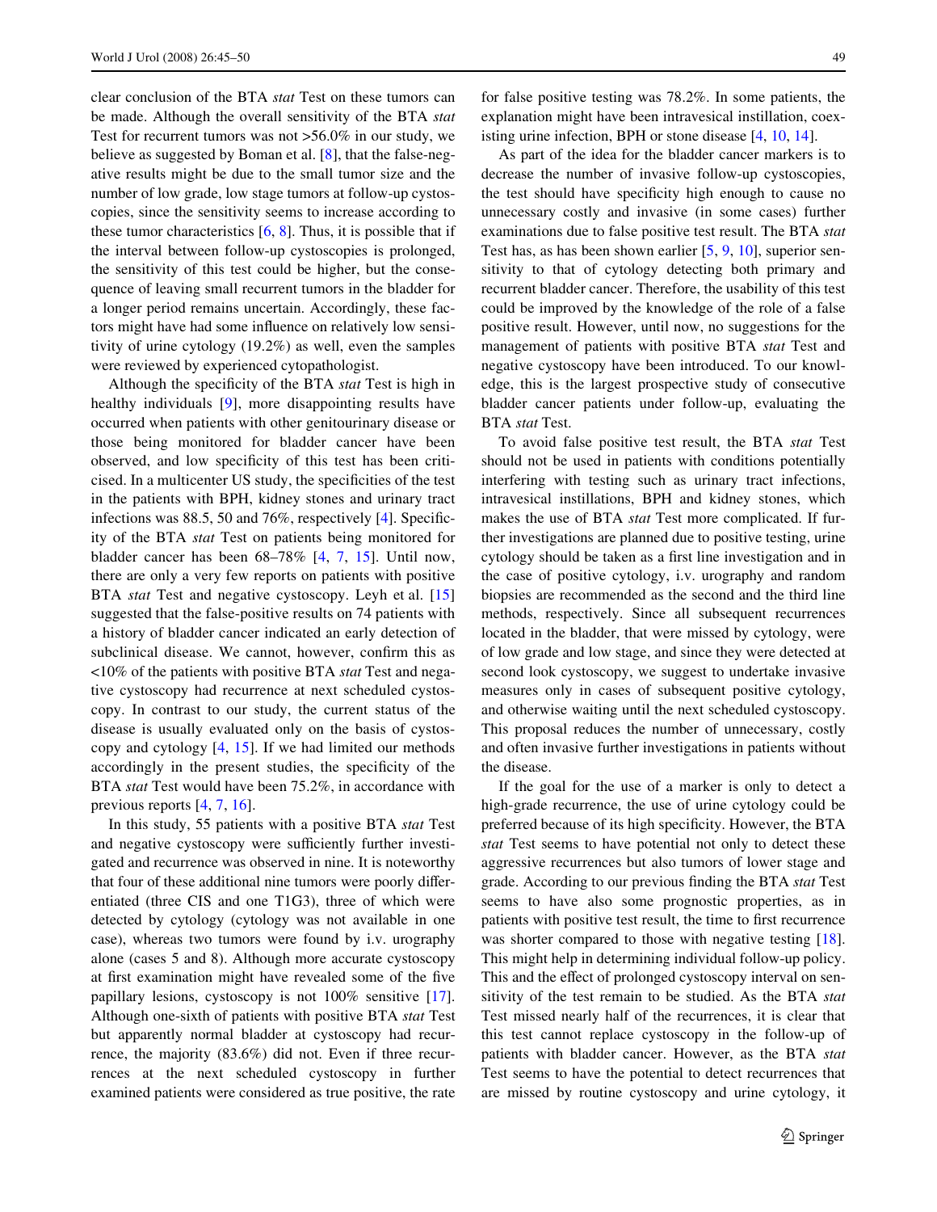clear conclusion of the BTA *stat* Test on these tumors can be made. Although the overall sensitivity of the BTA *stat* Test for recurrent tumors was not >56.0% in our study, we believe as suggested by Boman et al. [8], that the false-negative results might be due to the small tumor size and the number of low grade, low stage tumors at follow-up cystoscopies, since the sensitivity seems to increase according to these tumor characteristics [6, 8]. Thus, it is possible that if the interval between follow-up cystoscopies is prolonged, the sensitivity of this test could be higher, but the consequence of leaving small recurrent tumors in the bladder for a longer period remains uncertain. Accordingly, these factors might have had some influence on relatively low sensitivity of urine cytology (19.2%) as well, even the samples were reviewed by experienced cytopathologist.

Although the specificity of the BTA *stat* Test is high in healthy individuals [9], more disappointing results have occurred when patients with other genitourinary disease or those being monitored for bladder cancer have been observed, and low specificity of this test has been criticised. In a multicenter US study, the specificities of the test in the patients with BPH, kidney stones and urinary tract infections was 88.5, 50 and 76%, respectively [4]. Specificity of the BTA *stat* Test on patients being monitored for bladder cancer has been 68–78% [4, 7, 15]. Until now, there are only a very few reports on patients with positive BTA *stat* Test and negative cystoscopy. Leyh et al. [15] suggested that the false-positive results on 74 patients with a history of bladder cancer indicated an early detection of subclinical disease. We cannot, however, confirm this as <10% of the patients with positive BTA *stat* Test and negative cystoscopy had recurrence at next scheduled cystoscopy. In contrast to our study, the current status of the disease is usually evaluated only on the basis of cystoscopy and cytology [4, 15]. If we had limited our methods accordingly in the present studies, the specificity of the BTA *stat* Test would have been 75.2%, in accordance with previous reports [4, 7, 16].

In this study, 55 patients with a positive BTA *stat* Test and negative cystoscopy were sufficiently further investigated and recurrence was observed in nine. It is noteworthy that four of these additional nine tumors were poorly differentiated (three CIS and one T1G3), three of which were detected by cytology (cytology was not available in one case), whereas two tumors were found by i.v. urography alone (cases 5 and 8). Although more accurate cystoscopy at first examination might have revealed some of the five papillary lesions, cystoscopy is not 100% sensitive [17]. Although one-sixth of patients with positive BTA *stat* Test but apparently normal bladder at cystoscopy had recurrence, the majority (83.6%) did not. Even if three recurrences at the next scheduled cystoscopy in further examined patients were considered as true positive, the rate for false positive testing was 78.2%. In some patients, the explanation might have been intravesical instillation, coexisting urine infection, BPH or stone disease [4, 10, 14].

As part of the idea for the bladder cancer markers is to decrease the number of invasive follow-up cystoscopies, the test should have specificity high enough to cause no unnecessary costly and invasive (in some cases) further examinations due to false positive test result. The BTA *stat* Test has, as has been shown earlier [5, 9, 10], superior sensitivity to that of cytology detecting both primary and recurrent bladder cancer. Therefore, the usability of this test could be improved by the knowledge of the role of a false positive result. However, until now, no suggestions for the management of patients with positive BTA *stat* Test and negative cystoscopy have been introduced. To our knowledge, this is the largest prospective study of consecutive bladder cancer patients under follow-up, evaluating the BTA *stat* Test.

To avoid false positive test result, the BTA *stat* Test should not be used in patients with conditions potentially interfering with testing such as urinary tract infections, intravesical instillations, BPH and kidney stones, which makes the use of BTA *stat* Test more complicated. If further investigations are planned due to positive testing, urine cytology should be taken as a first line investigation and in the case of positive cytology, i.v. urography and random biopsies are recommended as the second and the third line methods, respectively. Since all subsequent recurrences located in the bladder, that were missed by cytology, were of low grade and low stage, and since they were detected at second look cystoscopy, we suggest to undertake invasive measures only in cases of subsequent positive cytology, and otherwise waiting until the next scheduled cystoscopy. This proposal reduces the number of unnecessary, costly and often invasive further investigations in patients without the disease.

If the goal for the use of a marker is only to detect a high-grade recurrence, the use of urine cytology could be preferred because of its high specificity. However, the BTA *stat* Test seems to have potential not only to detect these aggressive recurrences but also tumors of lower stage and grade. According to our previous finding the BTA *stat* Test seems to have also some prognostic properties, as in patients with positive test result, the time to first recurrence was shorter compared to those with negative testing [18]. This might help in determining individual follow-up policy. This and the effect of prolonged cystoscopy interval on sensitivity of the test remain to be studied. As the BTA *stat* Test missed nearly half of the recurrences, it is clear that this test cannot replace cystoscopy in the follow-up of patients with bladder cancer. However, as the BTA *stat* Test seems to have the potential to detect recurrences that are missed by routine cystoscopy and urine cytology, it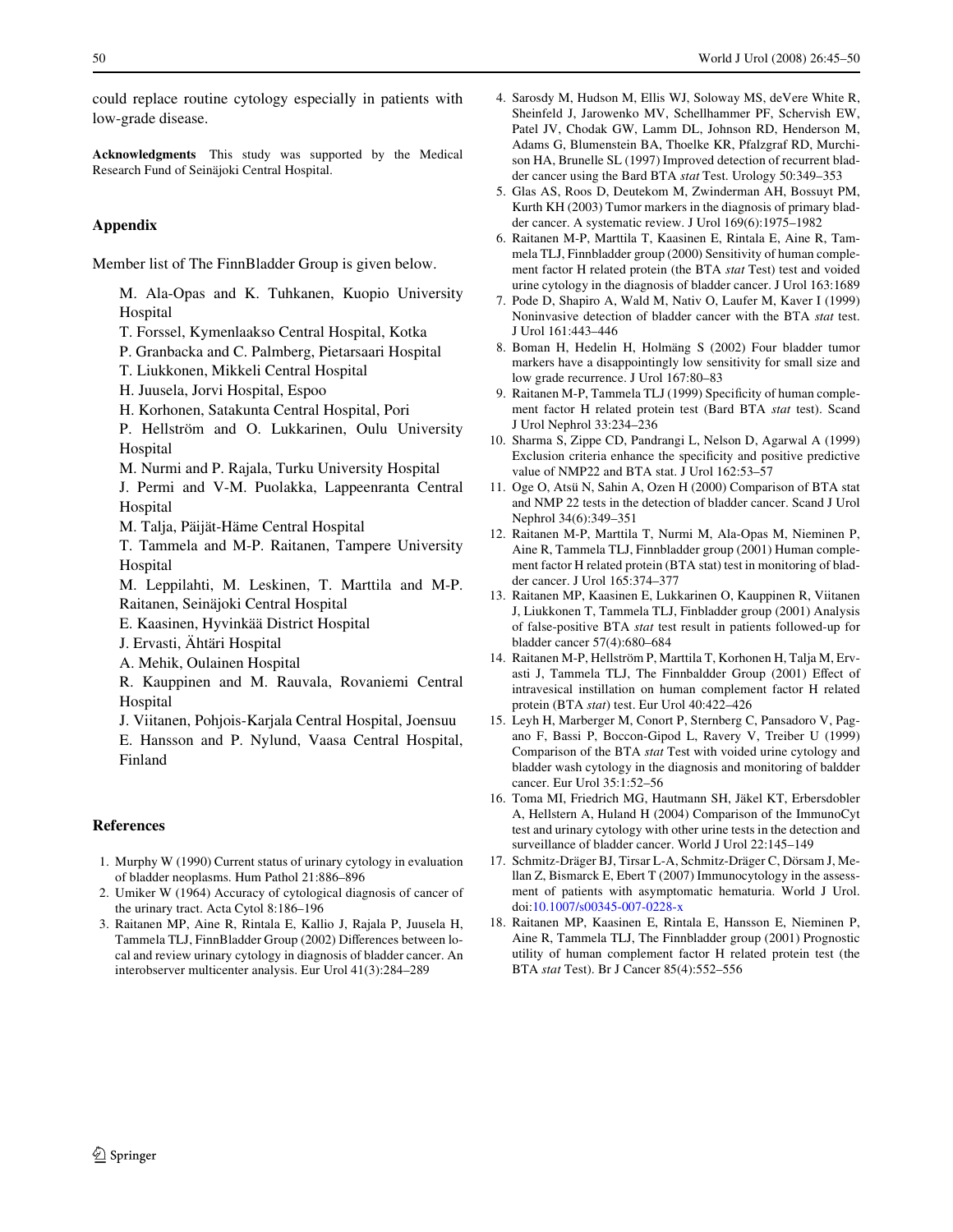could replace routine cytology especially in patients with low-grade disease.

**Acknowledgments** This study was supported by the Medical Research Fund of Seinäjoki Central Hospital.

## Appendix

Member list of The FinnBladder Group is given below.

M. Ala-Opas and K. Tuhkanen, Kuopio University Hospital
T. Forssel, Kymenlaakso Central Hospital, Kotka
P. Granbacka and C. Palmberg, Pietarsaari Hospital
T. Liukkonen, Mikkeli Central Hospital
H. Juusela, Jorvi Hospital, Espoo
H. Korhonen, Satakunta Central Hospital, Pori
P. Hellström and O. Lukkarinen, Oulu University Hospital
M. Nurmi and P. Rajala, Turku University Hospital
J. Permi and V-M. Puolakka, Lappeenranta Central Hospital
M. Talja, Päijät-Häme Central Hospital
T. Tammela and M-P. Raitanen, Tampere University Hospital
M. Leppilahti, M. Leskinen, T. Marttila and M-P. Raitanen, Seinäjoki Central Hospital
E. Kaasinen, Hyvinkää District Hospital
J. Ervasti, Ähtäri Hospital
A. Mehik, Oulainen Hospital
R. Kauppinen and M. Rauvala, Rovaniemi Central Hospital
J. Viitanen, Pohjois-Karjala Central Hospital, Joensuu
E. Hansson and P. Nylund, Vaasa Central Hospital, Finland

## References

1. Murphy W (1990) Current status of urinary cytology in evaluation of bladder neoplasms. Hum Pathol 21:886–896
2. Umiker W (1964) Accuracy of cytological diagnosis of cancer of the urinary tract. Acta Cytol 8:186–196
3. Raitanen MP, Aine R, Rintala E, Kallio J, Rajala P, Juusela H, Tammela TLJ, FinnBladder Group (2002) Differences between local and review urinary cytology in diagnosis of bladder cancer. An interobserver multicenter analysis. Eur Urol 41(3):284–289
4. Sarosdy M, Hudson M, Ellis WJ, Soloway MS, deVere White R, Sheinfeld J, Jarowenko MV, Schellhammer PF, Schervish EW, Patel JV, Chodak GW, Lamm DL, Johnson RD, Henderson M, Adams G, Blumenstein BA, Thoelke KR, Pfalzgraf RD, Murchison HA, Brunelle SL (1997) Improved detection of recurrent bladder cancer using the Bard BTA *stat* Test. Urology 50:349–353
5. Glas AS, Roos D, Deutekom M, Zwinderman AH, Bossuyt PM, Kurth KH (2003) Tumor markers in the diagnosis of primary bladder cancer. A systematic review. J Urol 169(6):1975–1982
6. Raitanen M-P, Marttila T, Kaasinen E, Rintala E, Aine R, Tammela TLJ, Finnbladder group (2000) Sensitivity of human complement factor H related protein (the BTA *stat* Test) test and voided urine cytology in the diagnosis of bladder cancer. J Urol 163:1689
7. Pode D, Shapiro A, Wald M, Nativ O, Laufer M, Kaver I (1999) Noninvasive detection of bladder cancer with the BTA *stat* test. J Urol 161:443–446
8. Boman H, Hedelin H, Holmäng S (2002) Four bladder tumor markers have a disappointingly low sensitivity for small size and low grade recurrence. J Urol 167:80–83
9. Raitanen M-P, Tammela TLJ (1999) Specificity of human complement factor H related protein test (Bard BTA *stat* test). Scand J Urol Nephrol 33:234–236
10. Sharma S, Zippe CD, Pandrangi L, Nelson D, Agarwal A (1999) Exclusion criteria enhance the specificity and positive predictive value of NMP22 and BTA stat. J Urol 162:53–57
11. Oge O, Atsü N, Sahin A, Ozen H (2000) Comparison of BTA stat and NMP 22 tests in the detection of bladder cancer. Scand J Urol Nephrol 34(6):349–351
12. Raitanen M-P, Marttila T, Nurmi M, Ala-Opas M, Nieminen P, Aine R, Tammela TLJ, Finnbladder group (2001) Human complement factor H related protein (BTA stat) test in monitoring of bladder cancer. J Urol 165:374–377
13. Raitanen MP, Kaasinen E, Lukkarinen O, Kauppinen R, Viitanen J, Liukkonen T, Tammela TLJ, Finbladder group (2001) Analysis of false-positive BTA *stat* test result in patients followed-up for bladder cancer 57(4):680–684
14. Raitanen M-P, Hellström P, Marttila T, Korhonen H, Talja M, Ervasti J, Tammela TLJ, The Finnbaldder Group (2001) Effect of intravesical instillation on human complement factor H related protein (BTA *stat*) test. Eur Urol 40:422–426
15. Leyh H, Marberger M, Conort P, Sternberg C, Pansadoro V, Pagano F, Bassi P, Boccon-Gipod L, Ravery V, Treiber U (1999) Comparison of the BTA *stat* Test with voided urine cytology and bladder wash cytology in the diagnosis and monitoring of baldder cancer. Eur Urol 35:1:52–56
16. Toma MI, Friedrich MG, Hautmann SH, Jäkel KT, Erbersdobler A, Hellstern A, Huland H (2004) Comparison of the ImmunoCyt test and urinary cytology with other urine tests in the detection and surveillance of bladder cancer. World J Urol 22:145–149
17. Schmitz-Dräger BJ, Tirsar L-A, Schmitz-Dräger C, Dörsam J, Mellan Z, Bismarck E, Ebert T (2007) Immunocytology in the assessment of patients with asymptomatic hematuria. World J Urol. doi:10.1007/s00345-007-0228-x
18. Raitanen MP, Kaasinen E, Rintala E, Hansson E, Nieminen P, Aine R, Tammela TLJ, The Finnbladder group (2001) Prognostic utility of human complement factor H related protein test (the BTA *stat* Test). Br J Cancer 85(4):552–556